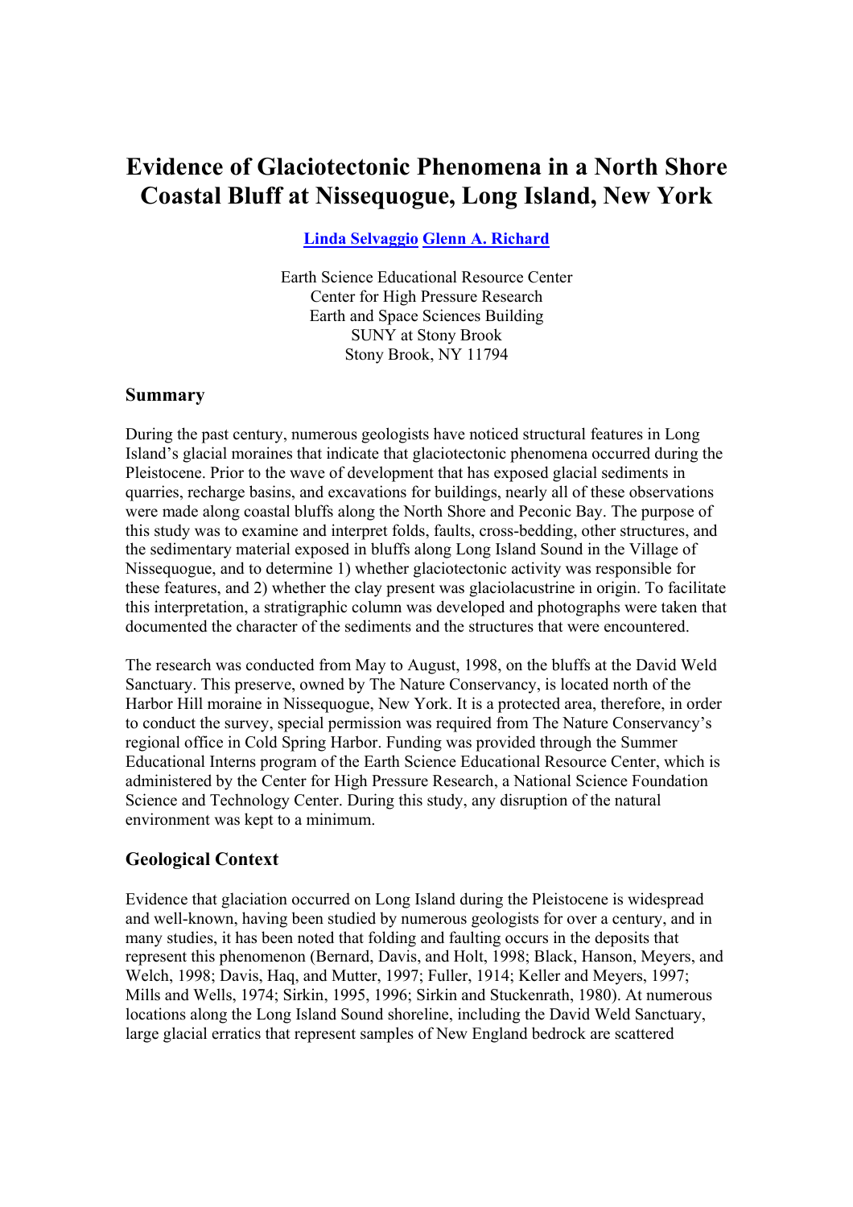# Evidence of Glaciotectonic Phenomena in a North Shore Coastal Bluff at Nissequogue, Long Island, New York

**Linda Selvaggio Glenn A. Richard**

Earth Science Educational Resource Center
Center for High Pressure Research
Earth and Space Sciences Building
SUNY at Stony Brook
Stony Brook, NY 11794

## Summary

During the past century, numerous geologists have noticed structural features in Long Island's glacial moraines that indicate that glaciotectonic phenomena occurred during the Pleistocene. Prior to the wave of development that has exposed glacial sediments in quarries, recharge basins, and excavations for buildings, nearly all of these observations were made along coastal bluffs along the North Shore and Peconic Bay. The purpose of this study was to examine and interpret folds, faults, cross-bedding, other structures, and the sedimentary material exposed in bluffs along Long Island Sound in the Village of Nissequogue, and to determine 1) whether glaciotectonic activity was responsible for these features, and 2) whether the clay present was glaciolacustrine in origin. To facilitate this interpretation, a stratigraphic column was developed and photographs were taken that documented the character of the sediments and the structures that were encountered.

The research was conducted from May to August, 1998, on the bluffs at the David Weld Sanctuary. This preserve, owned by The Nature Conservancy, is located north of the Harbor Hill moraine in Nissequogue, New York. It is a protected area, therefore, in order to conduct the survey, special permission was required from The Nature Conservancy's regional office in Cold Spring Harbor. Funding was provided through the Summer Educational Interns program of the Earth Science Educational Resource Center, which is administered by the Center for High Pressure Research, a National Science Foundation Science and Technology Center. During this study, any disruption of the natural environment was kept to a minimum.

## Geological Context

Evidence that glaciation occurred on Long Island during the Pleistocene is widespread and well-known, having been studied by numerous geologists for over a century, and in many studies, it has been noted that folding and faulting occurs in the deposits that represent this phenomenon (Bernard, Davis, and Holt, 1998; Black, Hanson, Meyers, and Welch, 1998; Davis, Haq, and Mutter, 1997; Fuller, 1914; Keller and Meyers, 1997; Mills and Wells, 1974; Sirkin, 1995, 1996; Sirkin and Stuckenrath, 1980). At numerous locations along the Long Island Sound shoreline, including the David Weld Sanctuary, large glacial erratics that represent samples of New England bedrock are scattered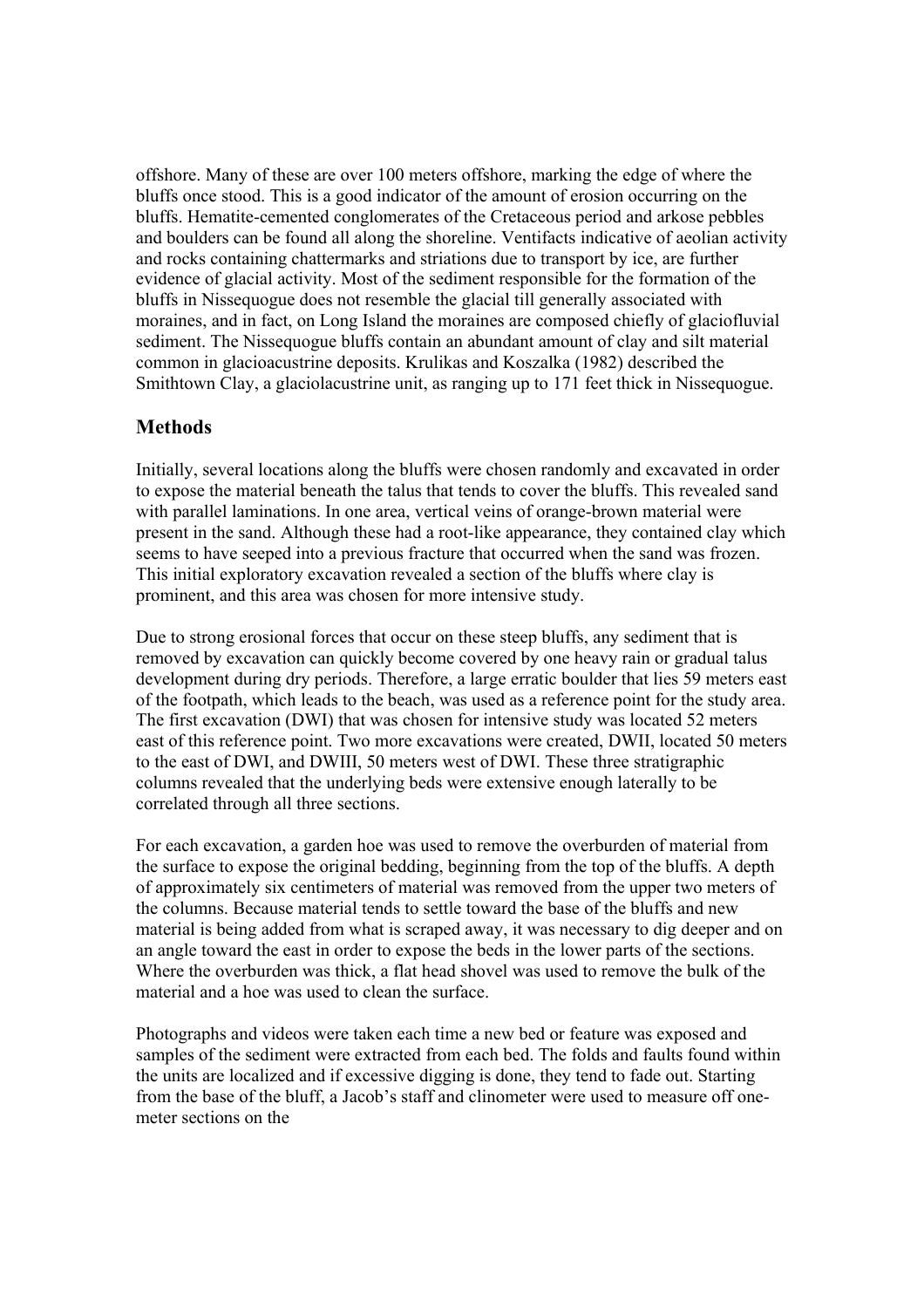offshore. Many of these are over 100 meters offshore, marking the edge of where the bluffs once stood. This is a good indicator of the amount of erosion occurring on the bluffs. Hematite-cemented conglomerates of the Cretaceous period and arkose pebbles and boulders can be found all along the shoreline. Ventifacts indicative of aeolian activity and rocks containing chattermarks and striations due to transport by ice, are further evidence of glacial activity. Most of the sediment responsible for the formation of the bluffs in Nissequogue does not resemble the glacial till generally associated with moraines, and in fact, on Long Island the moraines are composed chiefly of glaciofluvial sediment. The Nissequogue bluffs contain an abundant amount of clay and silt material common in glacioacustrine deposits. Krulikas and Koszalka (1982) described the Smithtown Clay, a glaciolacustrine unit, as ranging up to 171 feet thick in Nissequogue.

## Methods

Initially, several locations along the bluffs were chosen randomly and excavated in order to expose the material beneath the talus that tends to cover the bluffs. This revealed sand with parallel laminations. In one area, vertical veins of orange-brown material were present in the sand. Although these had a root-like appearance, they contained clay which seems to have seeped into a previous fracture that occurred when the sand was frozen. This initial exploratory excavation revealed a section of the bluffs where clay is prominent, and this area was chosen for more intensive study.

Due to strong erosional forces that occur on these steep bluffs, any sediment that is removed by excavation can quickly become covered by one heavy rain or gradual talus development during dry periods. Therefore, a large erratic boulder that lies 59 meters east of the footpath, which leads to the beach, was used as a reference point for the study area. The first excavation (DWI) that was chosen for intensive study was located 52 meters east of this reference point. Two more excavations were created, DWII, located 50 meters to the east of DWI, and DWIII, 50 meters west of DWI. These three stratigraphic columns revealed that the underlying beds were extensive enough laterally to be correlated through all three sections.

For each excavation, a garden hoe was used to remove the overburden of material from the surface to expose the original bedding, beginning from the top of the bluffs. A depth of approximately six centimeters of material was removed from the upper two meters of the columns. Because material tends to settle toward the base of the bluffs and new material is being added from what is scraped away, it was necessary to dig deeper and on an angle toward the east in order to expose the beds in the lower parts of the sections. Where the overburden was thick, a flat head shovel was used to remove the bulk of the material and a hoe was used to clean the surface.

Photographs and videos were taken each time a new bed or feature was exposed and samples of the sediment were extracted from each bed. The folds and faults found within the units are localized and if excessive digging is done, they tend to fade out. Starting from the base of the bluff, a Jacob's staff and clinometer were used to measure off one-meter sections on the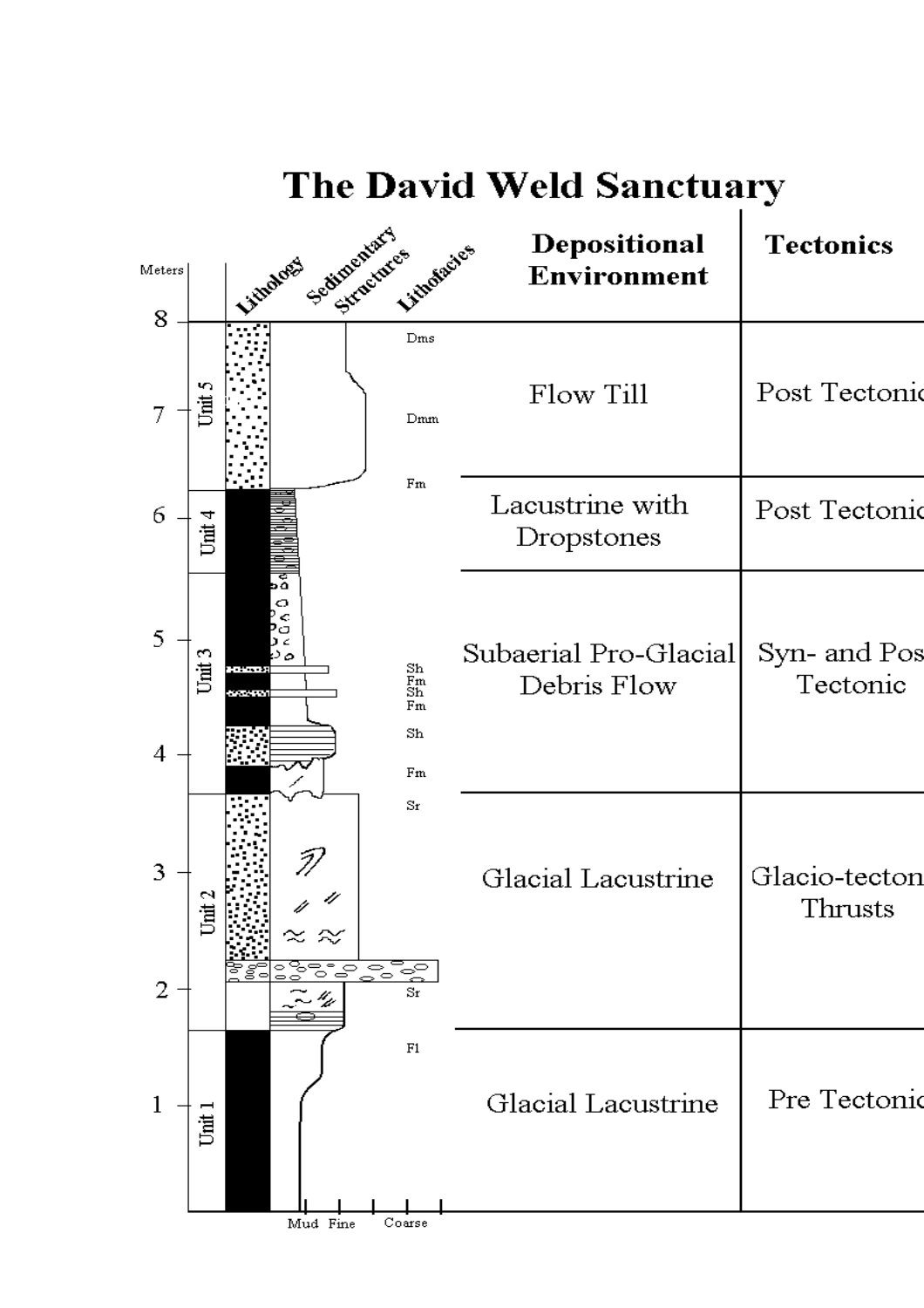# The David Weld Sanctuary

| Meters | Unit | Lithofacies | Depositional Environment | Tectonics |
|---|---|---|---|---|
| 6.3–8 | Unit 5 | Dms, Dmm | Flow Till | Post Tectonic |
| 5.5–6.3 | Unit 4 | Fm | Lacustrine with Dropstones | Post Tectonic |
| 3.7–5.5 | Unit 3 | Sh, Fm, Sh, Fm, Sh, Fm | Subaerial Pro-Glacial Debris Flow | Syn- and Post Tectonic |
| 1.6–3.7 | Unit 2 | Sr, Sr | Glacial Lacustrine | Glacio-tectonic Thrusts |
| 0–1.6 | Unit 1 | Fl | Glacial Lacustrine | Pre Tectonic |

Column headings: Lithology, Sedimentary Structures, Lithofacies

Grain size scale: Mud, Fine, Coarse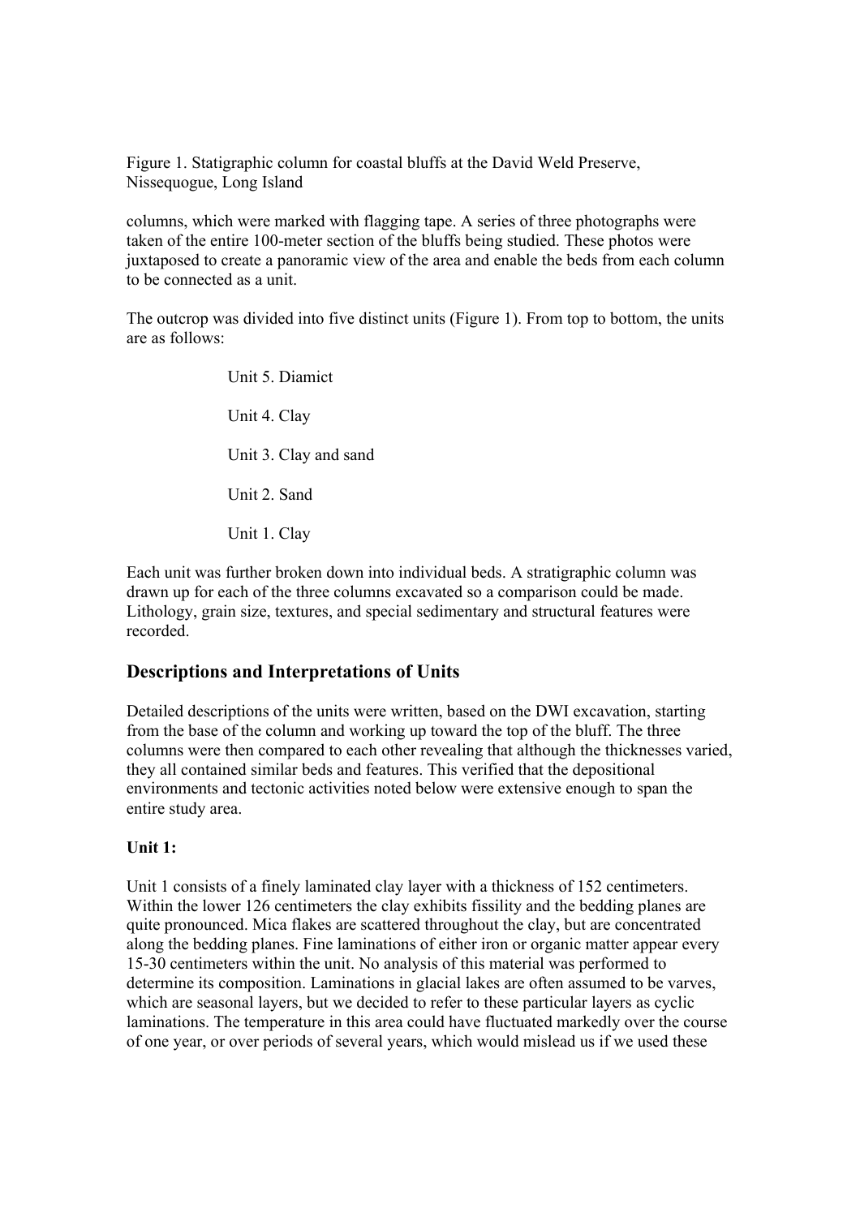Figure 1. Statigraphic column for coastal bluffs at the David Weld Preserve, Nissequogue, Long Island

columns, which were marked with flagging tape. A series of three photographs were taken of the entire 100-meter section of the bluffs being studied. These photos were juxtaposed to create a panoramic view of the area and enable the beds from each column to be connected as a unit.

The outcrop was divided into five distinct units (Figure 1). From top to bottom, the units are as follows:

Unit 5. Diamict

Unit 4. Clay

Unit 3. Clay and sand

Unit 2. Sand

Unit 1. Clay

Each unit was further broken down into individual beds. A stratigraphic column was drawn up for each of the three columns excavated so a comparison could be made. Lithology, grain size, textures, and special sedimentary and structural features were recorded.

## Descriptions and Interpretations of Units

Detailed descriptions of the units were written, based on the DWI excavation, starting from the base of the column and working up toward the top of the bluff. The three columns were then compared to each other revealing that although the thicknesses varied, they all contained similar beds and features. This verified that the depositional environments and tectonic activities noted below were extensive enough to span the entire study area.

### Unit 1:

Unit 1 consists of a finely laminated clay layer with a thickness of 152 centimeters. Within the lower 126 centimeters the clay exhibits fissility and the bedding planes are quite pronounced. Mica flakes are scattered throughout the clay, but are concentrated along the bedding planes. Fine laminations of either iron or organic matter appear every 15-30 centimeters within the unit. No analysis of this material was performed to determine its composition. Laminations in glacial lakes are often assumed to be varves, which are seasonal layers, but we decided to refer to these particular layers as cyclic laminations. The temperature in this area could have fluctuated markedly over the course of one year, or over periods of several years, which would mislead us if we used these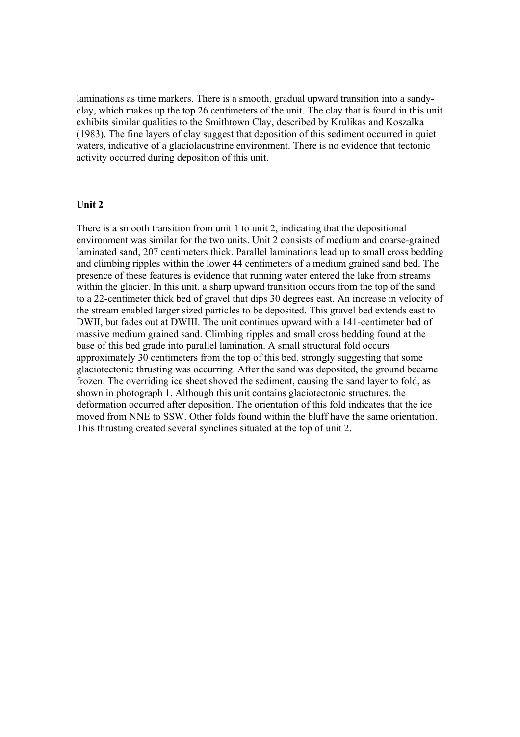laminations as time markers. There is a smooth, gradual upward transition into a sandy-clay, which makes up the top 26 centimeters of the unit. The clay that is found in this unit exhibits similar qualities to the Smithtown Clay, described by Krulikas and Koszalka (1983). The fine layers of clay suggest that deposition of this sediment occurred in quiet waters, indicative of a glaciolacustrine environment. There is no evidence that tectonic activity occurred during deposition of this unit.

**Unit 2**

There is a smooth transition from unit 1 to unit 2, indicating that the depositional environment was similar for the two units. Unit 2 consists of medium and coarse-grained laminated sand, 207 centimeters thick. Parallel laminations lead up to small cross bedding and climbing ripples within the lower 44 centimeters of a medium grained sand bed. The presence of these features is evidence that running water entered the lake from streams within the glacier. In this unit, a sharp upward transition occurs from the top of the sand to a 22-centimeter thick bed of gravel that dips 30 degrees east. An increase in velocity of the stream enabled larger sized particles to be deposited. This gravel bed extends east to DWII, but fades out at DWIII. The unit continues upward with a 141-centimeter bed of massive medium grained sand. Climbing ripples and small cross bedding found at the base of this bed grade into parallel lamination. A small structural fold occurs approximately 30 centimeters from the top of this bed, strongly suggesting that some glaciotectonic thrusting was occurring. After the sand was deposited, the ground became frozen. The overriding ice sheet shoved the sediment, causing the sand layer to fold, as shown in photograph 1. Although this unit contains glaciotectonic structures, the deformation occurred after deposition. The orientation of this fold indicates that the ice moved from NNE to SSW. Other folds found within the bluff have the same orientation. This thrusting created several synclines situated at the top of unit 2.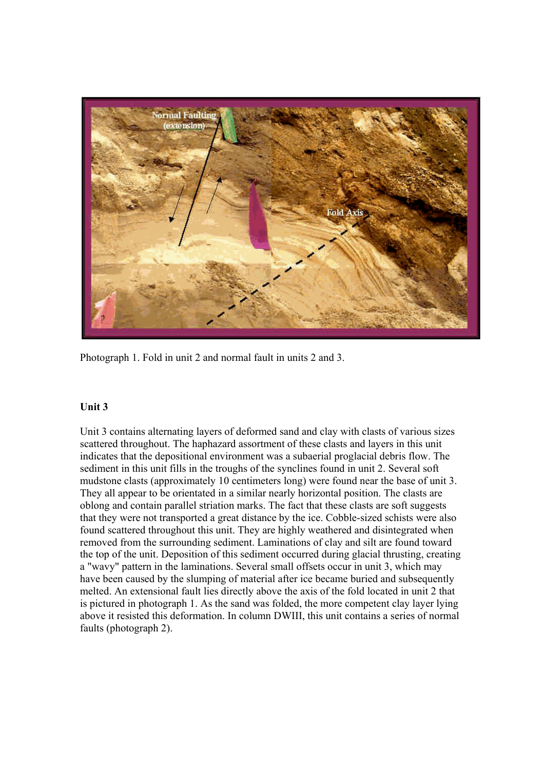Photograph 1. Fold in unit 2 and normal fault in units 2 and 3.

### Unit 3

Unit 3 contains alternating layers of deformed sand and clay with clasts of various sizes scattered throughout. The haphazard assortment of these clasts and layers in this unit indicates that the depositional environment was a subaerial proglacial debris flow. The sediment in this unit fills in the troughs of the synclines found in unit 2. Several soft mudstone clasts (approximately 10 centimeters long) were found near the base of unit 3. They all appear to be orientated in a similar nearly horizontal position. The clasts are oblong and contain parallel striation marks. The fact that these clasts are soft suggests that they were not transported a great distance by the ice. Cobble-sized schists were also found scattered throughout this unit. They are highly weathered and disintegrated when removed from the surrounding sediment. Laminations of clay and silt are found toward the top of the unit. Deposition of this sediment occurred during glacial thrusting, creating a "wavy" pattern in the laminations. Several small offsets occur in unit 3, which may have been caused by the slumping of material after ice became buried and subsequently melted. An extensional fault lies directly above the axis of the fold located in unit 2 that is pictured in photograph 1. As the sand was folded, the more competent clay layer lying above it resisted this deformation. In column DWIII, this unit contains a series of normal faults (photograph 2).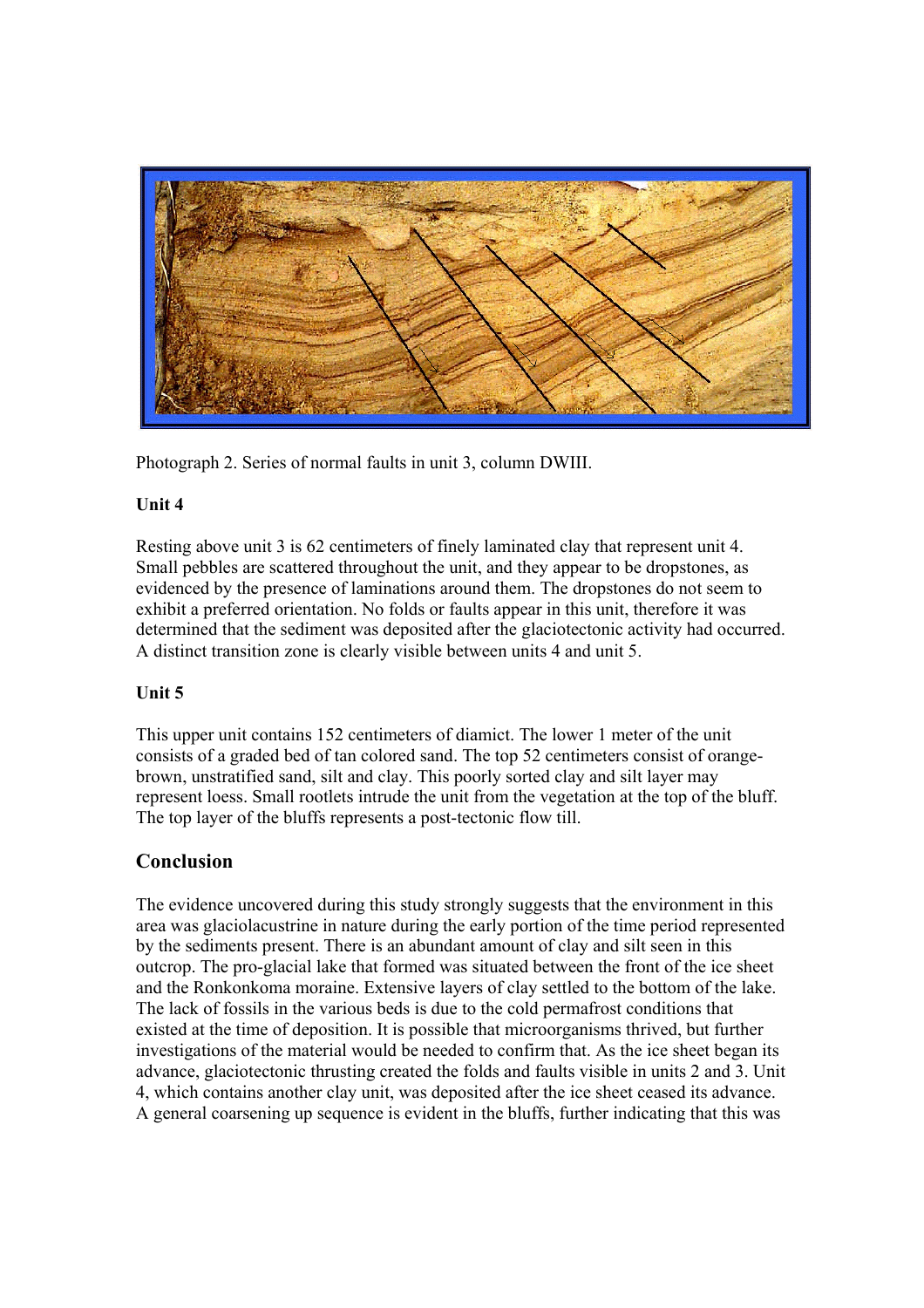Photograph 2. Series of normal faults in unit 3, column DWIII.

**Unit 4**

Resting above unit 3 is 62 centimeters of finely laminated clay that represent unit 4. Small pebbles are scattered throughout the unit, and they appear to be dropstones, as evidenced by the presence of laminations around them. The dropstones do not seem to exhibit a preferred orientation. No folds or faults appear in this unit, therefore it was determined that the sediment was deposited after the glaciotectonic activity had occurred. A distinct transition zone is clearly visible between units 4 and unit 5.

**Unit 5**

This upper unit contains 152 centimeters of diamict. The lower 1 meter of the unit consists of a graded bed of tan colored sand. The top 52 centimeters consist of orange-brown, unstratified sand, silt and clay. This poorly sorted clay and silt layer may represent loess. Small rootlets intrude the unit from the vegetation at the top of the bluff. The top layer of the bluffs represents a post-tectonic flow till.

## Conclusion

The evidence uncovered during this study strongly suggests that the environment in this area was glaciolacustrine in nature during the early portion of the time period represented by the sediments present. There is an abundant amount of clay and silt seen in this outcrop. The pro-glacial lake that formed was situated between the front of the ice sheet and the Ronkonkoma moraine. Extensive layers of clay settled to the bottom of the lake. The lack of fossils in the various beds is due to the cold permafrost conditions that existed at the time of deposition. It is possible that microorganisms thrived, but further investigations of the material would be needed to confirm that. As the ice sheet began its advance, glaciotectonic thrusting created the folds and faults visible in units 2 and 3. Unit 4, which contains another clay unit, was deposited after the ice sheet ceased its advance. A general coarsening up sequence is evident in the bluffs, further indicating that this was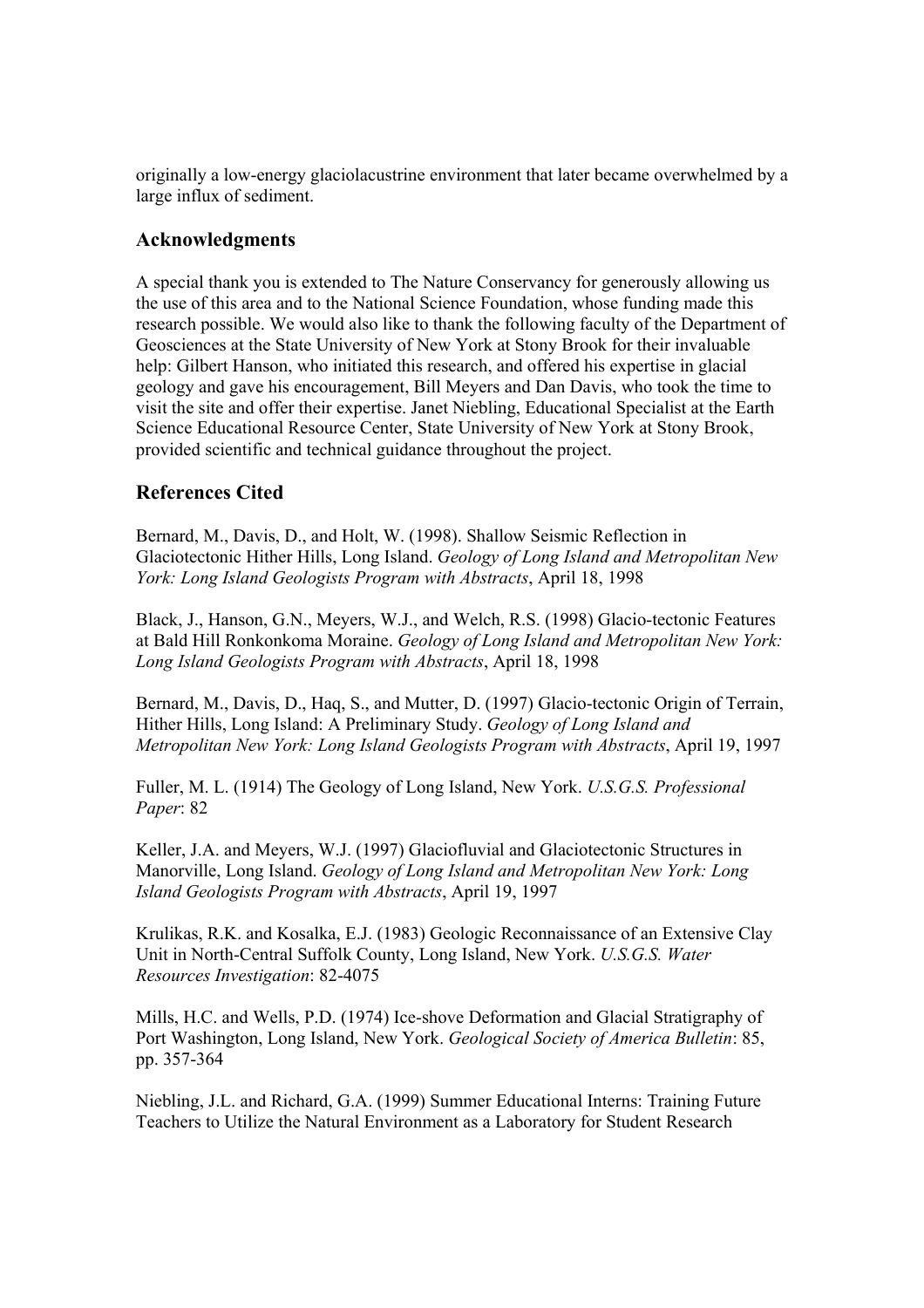originally a low-energy glaciolacustrine environment that later became overwhelmed by a large influx of sediment.

## Acknowledgments

A special thank you is extended to The Nature Conservancy for generously allowing us the use of this area and to the National Science Foundation, whose funding made this research possible. We would also like to thank the following faculty of the Department of Geosciences at the State University of New York at Stony Brook for their invaluable help: Gilbert Hanson, who initiated this research, and offered his expertise in glacial geology and gave his encouragement, Bill Meyers and Dan Davis, who took the time to visit the site and offer their expertise. Janet Niebling, Educational Specialist at the Earth Science Educational Resource Center, State University of New York at Stony Brook, provided scientific and technical guidance throughout the project.

## References Cited

Bernard, M., Davis, D., and Holt, W. (1998). Shallow Seismic Reflection in Glaciotectonic Hither Hills, Long Island. *Geology of Long Island and Metropolitan New York: Long Island Geologists Program with Abstracts*, April 18, 1998

Black, J., Hanson, G.N., Meyers, W.J., and Welch, R.S. (1998) Glacio-tectonic Features at Bald Hill Ronkonkoma Moraine. *Geology of Long Island and Metropolitan New York: Long Island Geologists Program with Abstracts*, April 18, 1998

Bernard, M., Davis, D., Haq, S., and Mutter, D. (1997) Glacio-tectonic Origin of Terrain, Hither Hills, Long Island: A Preliminary Study. *Geology of Long Island and Metropolitan New York: Long Island Geologists Program with Abstracts*, April 19, 1997

Fuller, M. L. (1914) The Geology of Long Island, New York. *U.S.G.S. Professional Paper*: 82

Keller, J.A. and Meyers, W.J. (1997) Glaciofluvial and Glaciotectonic Structures in Manorville, Long Island. *Geology of Long Island and Metropolitan New York: Long Island Geologists Program with Abstracts*, April 19, 1997

Krulikas, R.K. and Kosalka, E.J. (1983) Geologic Reconnaissance of an Extensive Clay Unit in North-Central Suffolk County, Long Island, New York. *U.S.G.S. Water Resources Investigation*: 82-4075

Mills, H.C. and Wells, P.D. (1974) Ice-shove Deformation and Glacial Stratigraphy of Port Washington, Long Island, New York. *Geological Society of America Bulletin*: 85, pp. 357-364

Niebling, J.L. and Richard, G.A. (1999) Summer Educational Interns: Training Future Teachers to Utilize the Natural Environment as a Laboratory for Student Research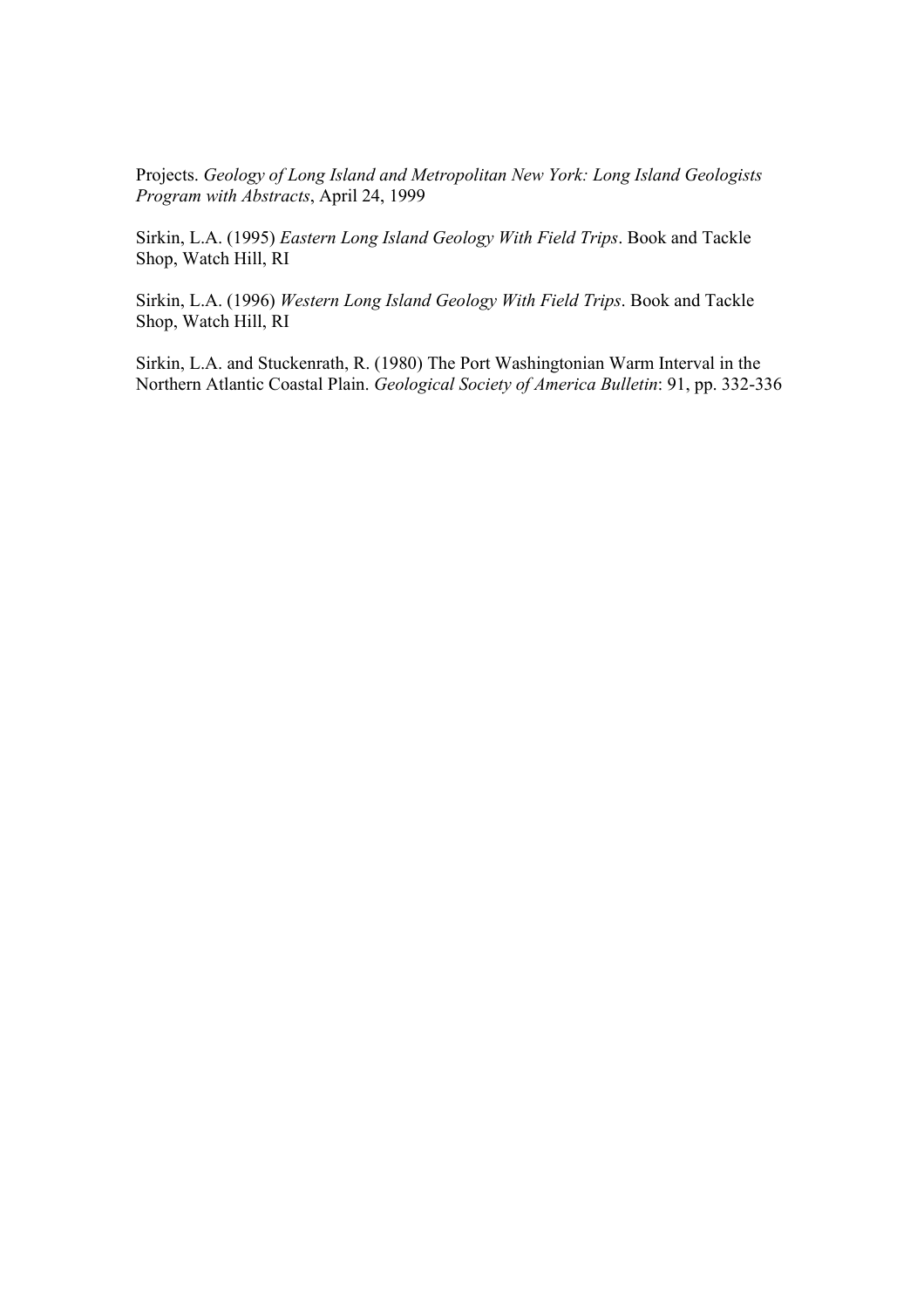Projects. *Geology of Long Island and Metropolitan New York: Long Island Geologists Program with Abstracts*, April 24, 1999

Sirkin, L.A. (1995) *Eastern Long Island Geology With Field Trips*. Book and Tackle Shop, Watch Hill, RI

Sirkin, L.A. (1996) *Western Long Island Geology With Field Trips*. Book and Tackle Shop, Watch Hill, RI

Sirkin, L.A. and Stuckenrath, R. (1980) The Port Washingtonian Warm Interval in the Northern Atlantic Coastal Plain. *Geological Society of America Bulletin*: 91, pp. 332-336